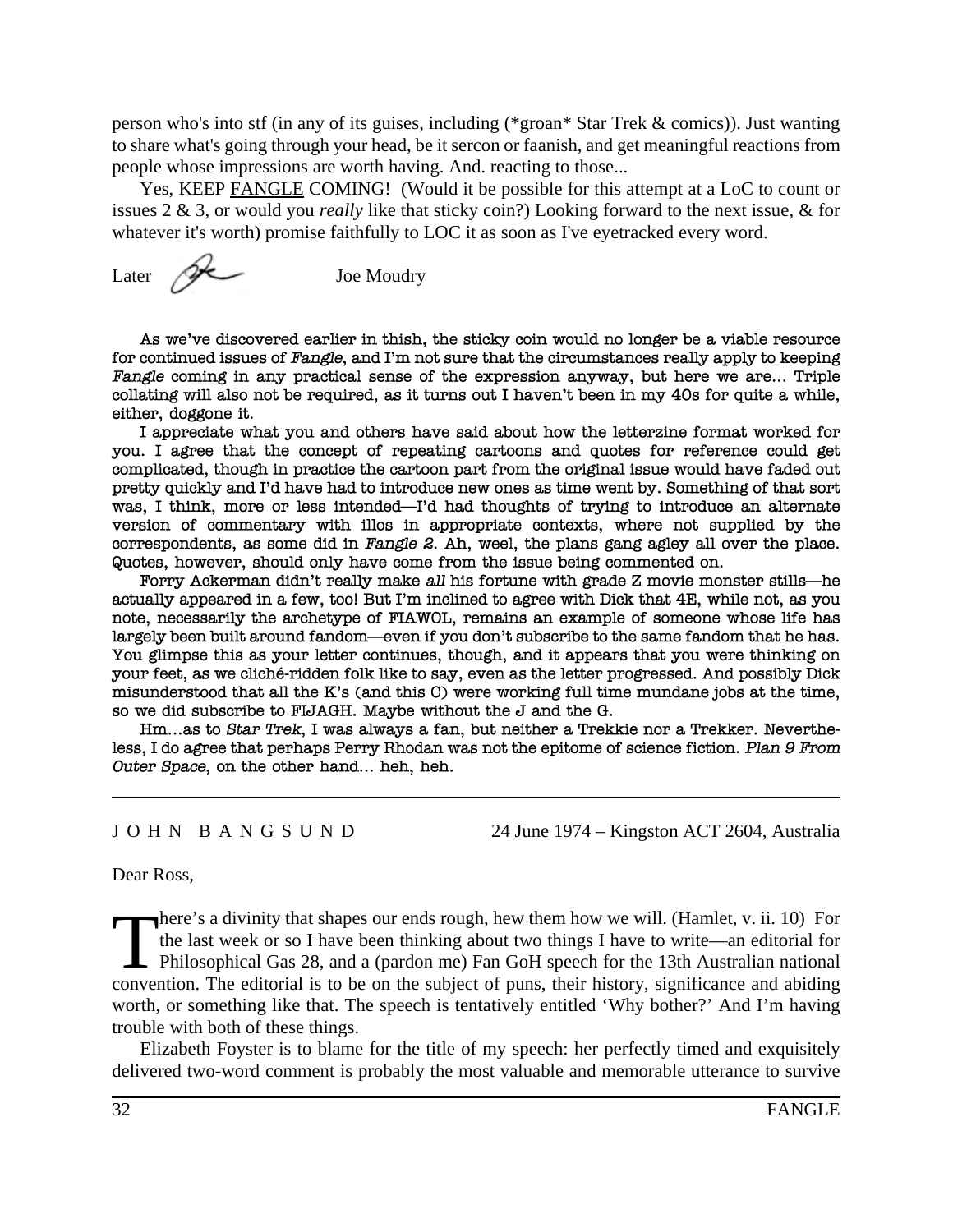person who's into stf (in any of its guises, including (*groan* Star Trek & comics)). Just wanting to share what's going through your head, be it sercon or faanish, and get meaningful reactions from people whose impressions are worth having. And. reacting to those...

Yes, KEEP FANGLE COMING! (Would it be possible for this attempt at a LoC to count or issues 2 & 3, or would you *really* like that sticky coin?) Looking forward to the next issue, & for whatever it's worth) promise faithfully to LOC it as soon as I've eyetracked every word.

Later Joe Moudry

As we've discovered earlier in thish, the sticky coin would no longer be a viable resource for continued issues of *Fangle*, and I'm not sure that the circumstances really apply to keeping *Fangle* coming in any practical sense of the expression anyway, but here we are... Triple collating will also not be required, as it turns out I haven't been in my 40s for quite a while, either, doggone it.

I appreciate what you and others have said about how the letterzine format worked for you. I agree that the concept of repeating cartoons and quotes for reference could get complicated, though in practice the cartoon part from the original issue would have faded out pretty quickly and I'd have had to introduce new ones as time went by. Something of that sort was, I think, more or less intended—I'd had thoughts of trying to introduce an alternate version of commentary with illos in appropriate contexts, where not supplied by the correspondents, as some did in *Fangle 2*. Ah, weel, the plans gang agley all over the place. Quotes, however, should only have come from the issue being commented on.

Forry Ackerman didn't really make *all* his fortune with grade Z movie monster stills—he actually appeared in a few, too! But I'm inclined to agree with Dick that 4E, while not, as you note, necessarily the archetype of FIAWOL, remains an example of someone whose life has largely been built around fandom—even if you don't subscribe to the same fandom that he has. You glimpse this as your letter continues, though, and it appears that you were thinking on your feet, as we cliché-ridden folk like to say, even as the letter progressed. And possibly Dick misunderstood that all the K's (and this C) were working full time mundane jobs at the time, so we did subscribe to FIJAGH. Maybe without the J and the G.

Hm...as to *Star Trek*, I was always a fan, but neither a Trekkie nor a Trekker. Nevertheless, I do agree that perhaps Perry Rhodan was not the epitome of science fiction. *Plan 9 From Outer Space*, on the other hand... heh, heh.

---

J O H N   B A N G S U N D — 24 June 1974 – Kingston ACT 2604, Australia

Dear Ross,

There's a divinity that shapes our ends rough, hew them how we will. (Hamlet, v. ii. 10) For the last week or so I have been thinking about two things I have to write—an editorial for Philosophical Gas 28, and a (pardon me) Fan GoH speech for the 13th Australian national convention. The editorial is to be on the subject of puns, their history, significance and abiding worth, or something like that. The speech is tentatively entitled 'Why bother?' And I'm having trouble with both of these things.

Elizabeth Foyster is to blame for the title of my speech: her perfectly timed and exquisitely delivered two-word comment is probably the most valuable and memorable utterance to survive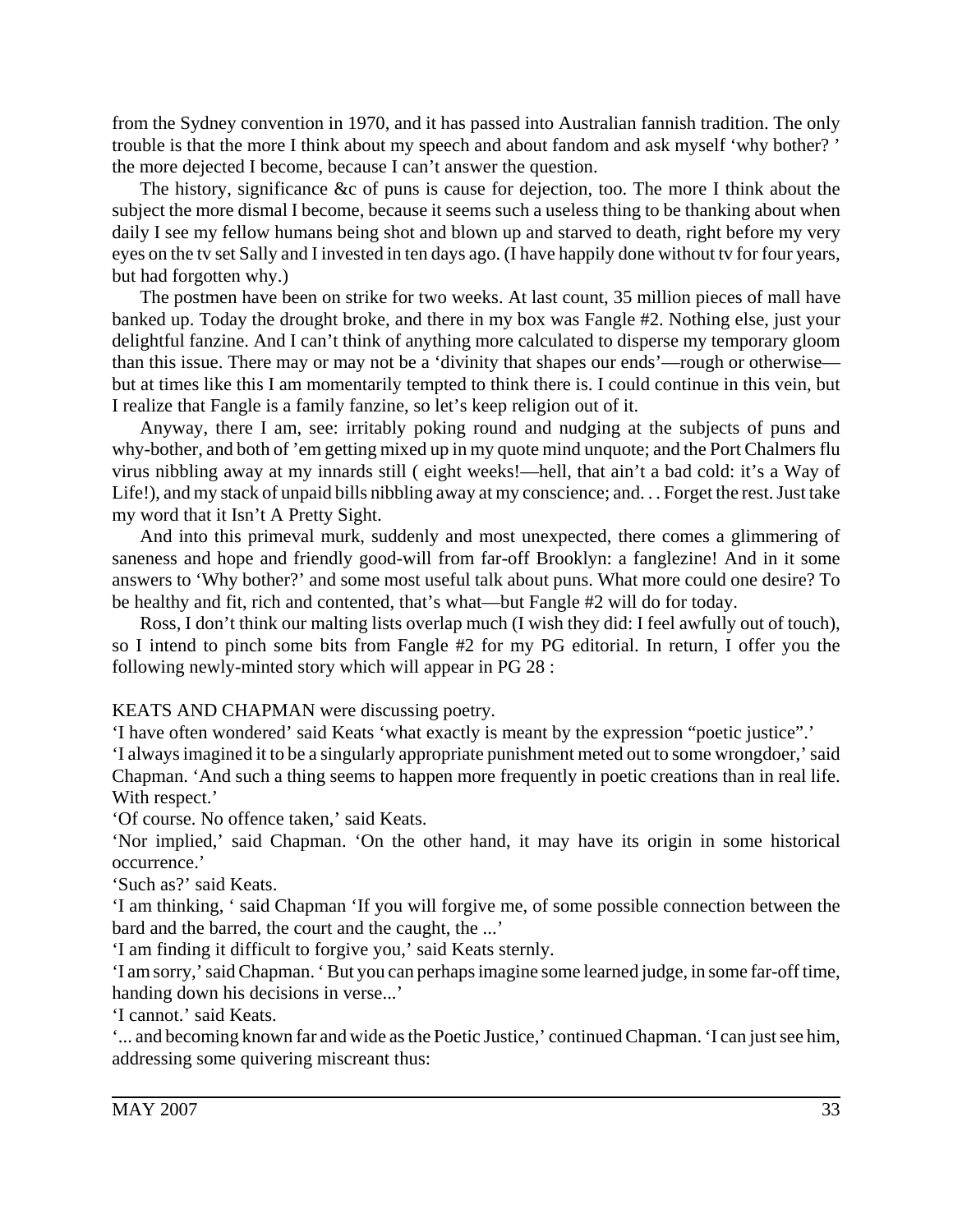from the Sydney convention in 1970, and it has passed into Australian fannish tradition. The only trouble is that the more I think about my speech and about fandom and ask myself 'why bother? ' the more dejected I become, because I can't answer the question.

The history, significance &c of puns is cause for dejection, too. The more I think about the subject the more dismal I become, because it seems such a useless thing to be thanking about when daily I see my fellow humans being shot and blown up and starved to death, right before my very eyes on the tv set Sally and I invested in ten days ago. (I have happily done without tv for four years, but had forgotten why.)

The postmen have been on strike for two weeks. At last count, 35 million pieces of mall have banked up. Today the drought broke, and there in my box was Fangle #2. Nothing else, just your delightful fanzine. And I can't think of anything more calculated to disperse my temporary gloom than this issue. There may or may not be a 'divinity that shapes our ends'—rough or otherwise—but at times like this I am momentarily tempted to think there is. I could continue in this vein, but I realize that Fangle is a family fanzine, so let's keep religion out of it.

Anyway, there I am, see: irritably poking round and nudging at the subjects of puns and why-bother, and both of 'em getting mixed up in my quote mind unquote; and the Port Chalmers flu virus nibbling away at my innards still ( eight weeks!—hell, that ain't a bad cold: it's a Way of Life!), and my stack of unpaid bills nibbling away at my conscience; and. . . Forget the rest. Just take my word that it Isn't A Pretty Sight.

And into this primeval murk, suddenly and most unexpected, there comes a glimmering of saneness and hope and friendly good-will from far-off Brooklyn: a fanglezine! And in it some answers to 'Why bother?' and some most useful talk about puns. What more could one desire? To be healthy and fit, rich and contented, that's what—but Fangle #2 will do for today.

Ross, I don't think our malting lists overlap much (I wish they did: I feel awfully out of touch), so I intend to pinch some bits from Fangle #2 for my PG editorial. In return, I offer you the following newly-minted story which will appear in PG 28 :

KEATS AND CHAPMAN were discussing poetry.

'I have often wondered' said Keats 'what exactly is meant by the expression "poetic justice".'

'I always imagined it to be a singularly appropriate punishment meted out to some wrongdoer,' said Chapman. 'And such a thing seems to happen more frequently in poetic creations than in real life. With respect.'

'Of course. No offence taken,' said Keats.

'Nor implied,' said Chapman. 'On the other hand, it may have its origin in some historical occurrence.'

'Such as?' said Keats.

'I am thinking, ' said Chapman 'If you will forgive me, of some possible connection between the bard and the barred, the court and the caught, the ...'

'I am finding it difficult to forgive you,' said Keats sternly.

'I am sorry,' said Chapman. ' But you can perhaps imagine some learned judge, in some far-off time, handing down his decisions in verse...'

'I cannot.' said Keats.

'... and becoming known far and wide as the Poetic Justice,' continued Chapman. 'I can just see him, addressing some quivering miscreant thus: